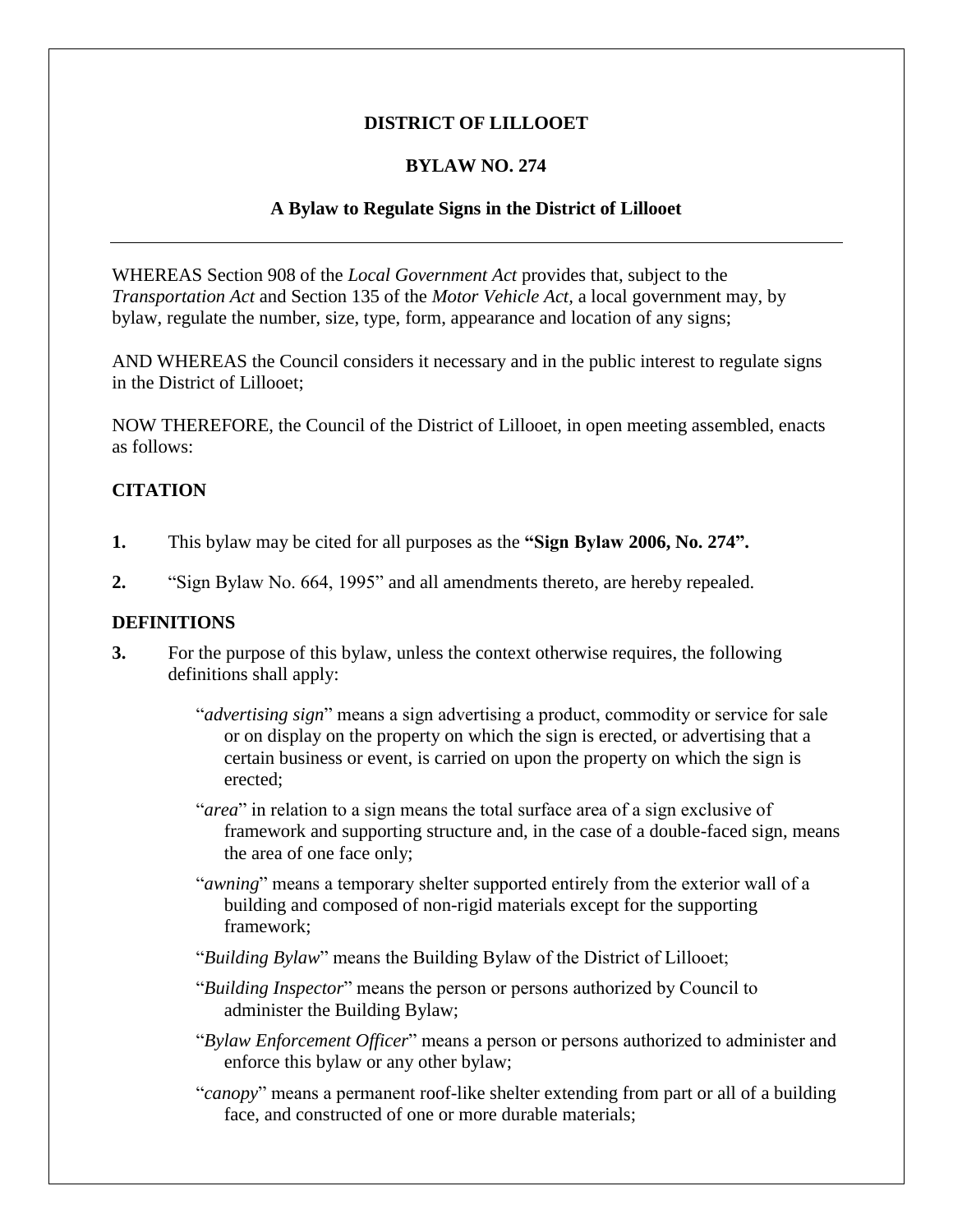# DISTRICT OF LILLOOET

## BYLAW NO. 274

### A Bylaw to Regulate Signs in the District of Lillooet

---

WHEREAS Section 908 of the *Local Government Act* provides that, subject to the *Transportation Act* and Section 135 of the *Motor Vehicle Act*, a local government may, by bylaw, regulate the number, size, type, form, appearance and location of any signs;

AND WHEREAS the Council considers it necessary and in the public interest to regulate signs in the District of Lillooet;

NOW THEREFORE, the Council of the District of Lillooet, in open meeting assembled, enacts as follows:

## CITATION

**1.** This bylaw may be cited for all purposes as the **"Sign Bylaw 2006, No. 274".**

**2.** "Sign Bylaw No. 664, 1995" and all amendments thereto, are hereby repealed.

## DEFINITIONS

**3.** For the purpose of this bylaw, unless the context otherwise requires, the following definitions shall apply:

"*advertising sign*" means a sign advertising a product, commodity or service for sale or on display on the property on which the sign is erected, or advertising that a certain business or event, is carried on upon the property on which the sign is erected;

"*area*" in relation to a sign means the total surface area of a sign exclusive of framework and supporting structure and, in the case of a double-faced sign, means the area of one face only;

"*awning*" means a temporary shelter supported entirely from the exterior wall of a building and composed of non-rigid materials except for the supporting framework;

"*Building Bylaw*" means the Building Bylaw of the District of Lillooet;

"*Building Inspector*" means the person or persons authorized by Council to administer the Building Bylaw;

"*Bylaw Enforcement Officer*" means a person or persons authorized to administer and enforce this bylaw or any other bylaw;

"*canopy*" means a permanent roof-like shelter extending from part or all of a building face, and constructed of one or more durable materials;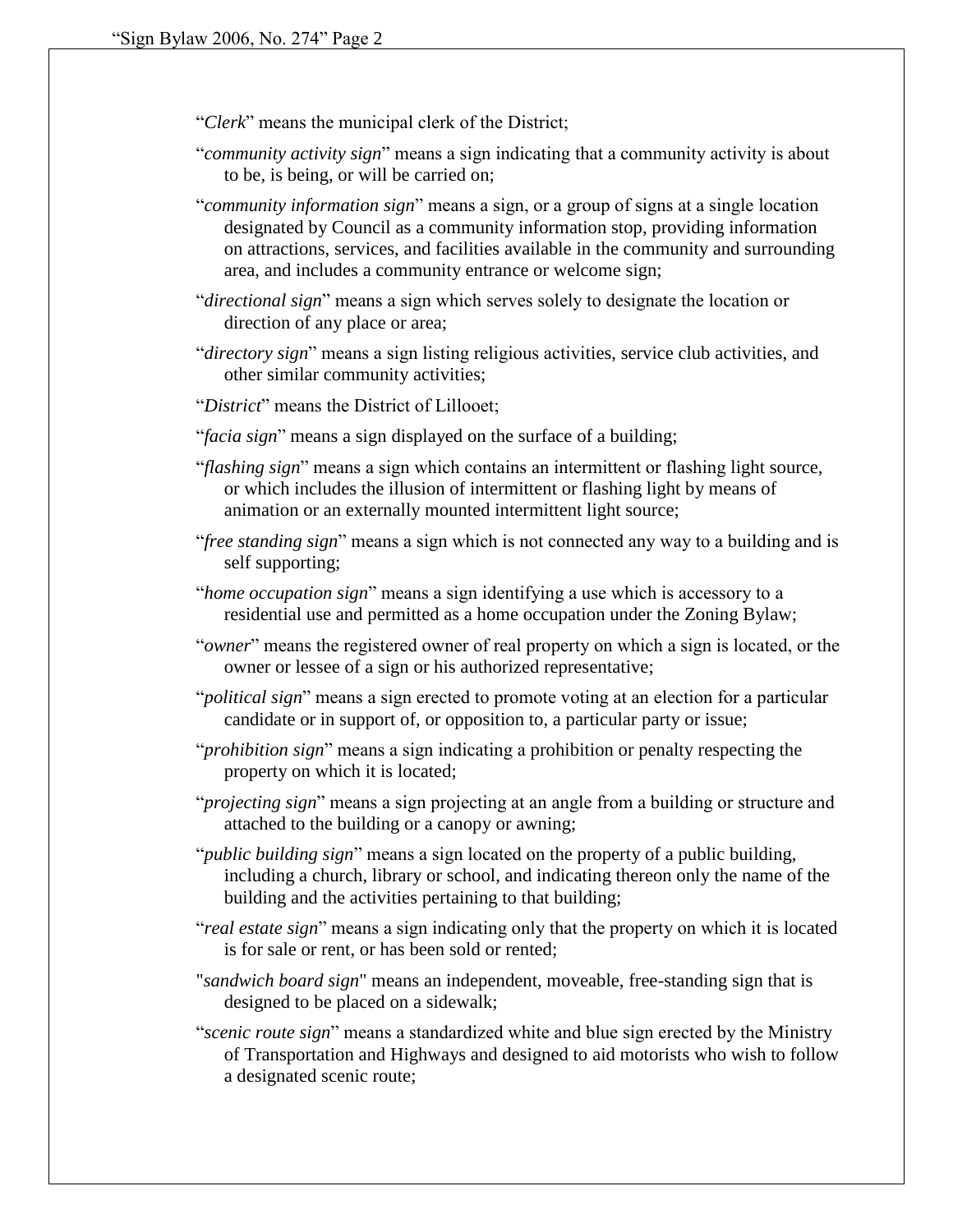"*Clerk*" means the municipal clerk of the District;

"*community activity sign*" means a sign indicating that a community activity is about to be, is being, or will be carried on;

"*community information sign*" means a sign, or a group of signs at a single location designated by Council as a community information stop, providing information on attractions, services, and facilities available in the community and surrounding area, and includes a community entrance or welcome sign;

"*directional sign*" means a sign which serves solely to designate the location or direction of any place or area;

"*directory sign*" means a sign listing religious activities, service club activities, and other similar community activities;

"*District*" means the District of Lillooet;

"*facia sign*" means a sign displayed on the surface of a building;

"*flashing sign*" means a sign which contains an intermittent or flashing light source, or which includes the illusion of intermittent or flashing light by means of animation or an externally mounted intermittent light source;

"*free standing sign*" means a sign which is not connected any way to a building and is self supporting;

"*home occupation sign*" means a sign identifying a use which is accessory to a residential use and permitted as a home occupation under the Zoning Bylaw;

"*owner*" means the registered owner of real property on which a sign is located, or the owner or lessee of a sign or his authorized representative;

"*political sign*" means a sign erected to promote voting at an election for a particular candidate or in support of, or opposition to, a particular party or issue;

"*prohibition sign*" means a sign indicating a prohibition or penalty respecting the property on which it is located;

"*projecting sign*" means a sign projecting at an angle from a building or structure and attached to the building or a canopy or awning;

"*public building sign*" means a sign located on the property of a public building, including a church, library or school, and indicating thereon only the name of the building and the activities pertaining to that building;

"*real estate sign*" means a sign indicating only that the property on which it is located is for sale or rent, or has been sold or rented;

"*sandwich board sign*" means an independent, moveable, free-standing sign that is designed to be placed on a sidewalk;

"*scenic route sign*" means a standardized white and blue sign erected by the Ministry of Transportation and Highways and designed to aid motorists who wish to follow a designated scenic route;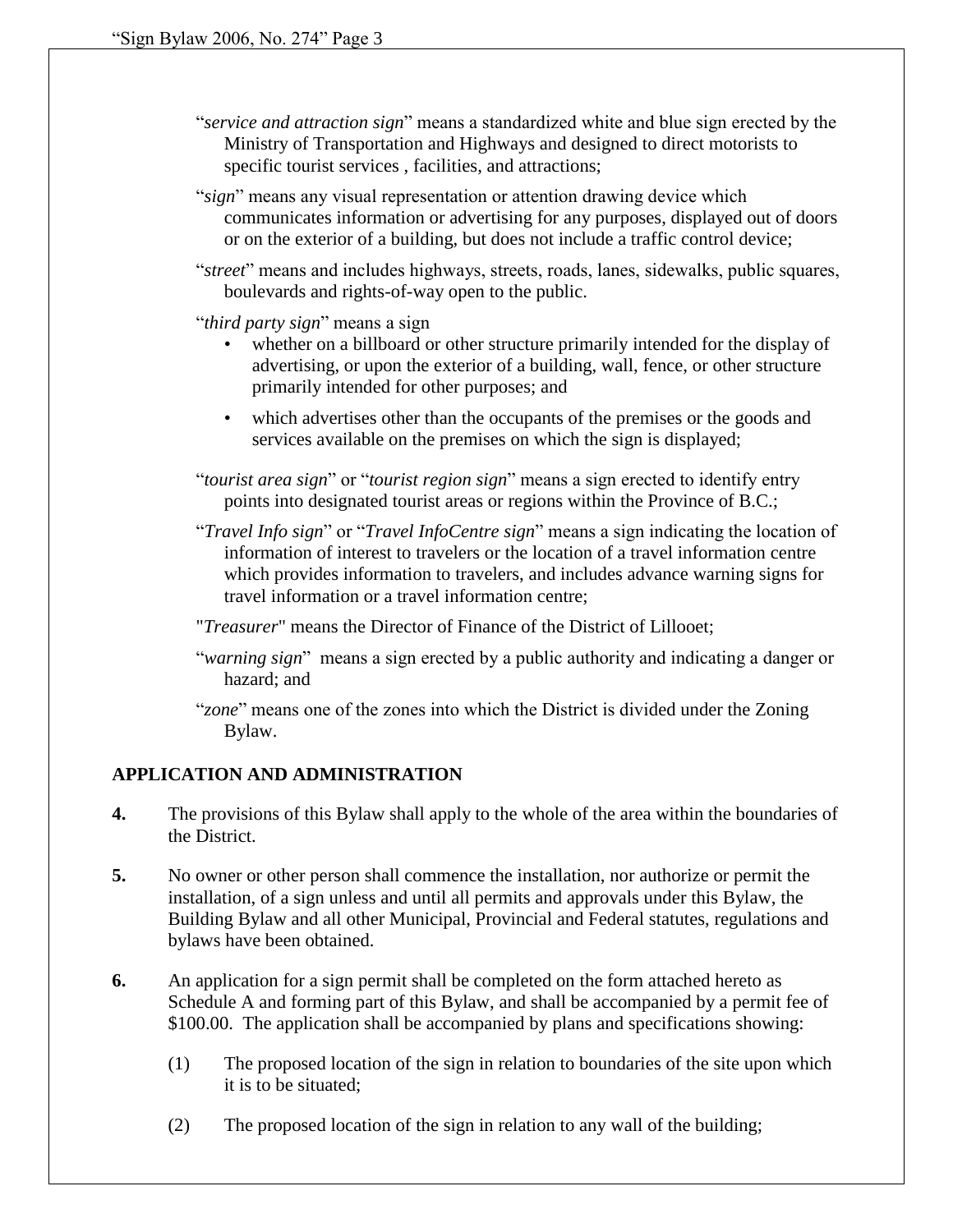"*service and attraction sign*" means a standardized white and blue sign erected by the Ministry of Transportation and Highways and designed to direct motorists to specific tourist services , facilities, and attractions;

"*sign*" means any visual representation or attention drawing device which communicates information or advertising for any purposes, displayed out of doors or on the exterior of a building, but does not include a traffic control device;

"*street*" means and includes highways, streets, roads, lanes, sidewalks, public squares, boulevards and rights-of-way open to the public.

"*third party sign*" means a sign

- whether on a billboard or other structure primarily intended for the display of advertising, or upon the exterior of a building, wall, fence, or other structure primarily intended for other purposes; and
- which advertises other than the occupants of the premises or the goods and services available on the premises on which the sign is displayed;

"*tourist area sign*" or "*tourist region sign*" means a sign erected to identify entry points into designated tourist areas or regions within the Province of B.C.;

"*Travel Info sign*" or "*Travel InfoCentre sign*" means a sign indicating the location of information of interest to travelers or the location of a travel information centre which provides information to travelers, and includes advance warning signs for travel information or a travel information centre;

"*Treasurer*" means the Director of Finance of the District of Lillooet;

"*warning sign*" means a sign erected by a public authority and indicating a danger or hazard; and

"*zone*" means one of the zones into which the District is divided under the Zoning Bylaw.

## APPLICATION AND ADMINISTRATION

**4.** The provisions of this Bylaw shall apply to the whole of the area within the boundaries of the District.

**5.** No owner or other person shall commence the installation, nor authorize or permit the installation, of a sign unless and until all permits and approvals under this Bylaw, the Building Bylaw and all other Municipal, Provincial and Federal statutes, regulations and bylaws have been obtained.

**6.** An application for a sign permit shall be completed on the form attached hereto as Schedule A and forming part of this Bylaw, and shall be accompanied by a permit fee of $100.00. The application shall be accompanied by plans and specifications showing:

(1) The proposed location of the sign in relation to boundaries of the site upon which it is to be situated;

(2) The proposed location of the sign in relation to any wall of the building;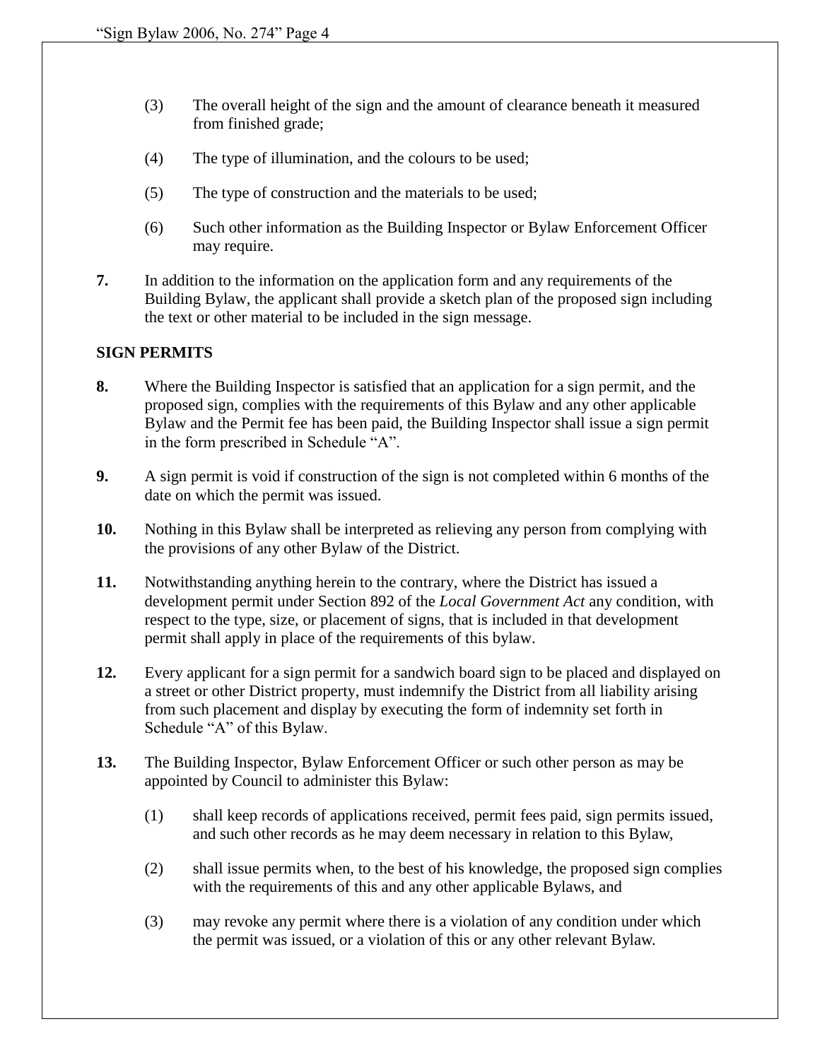(3) The overall height of the sign and the amount of clearance beneath it measured from finished grade;

(4) The type of illumination, and the colours to be used;

(5) The type of construction and the materials to be used;

(6) Such other information as the Building Inspector or Bylaw Enforcement Officer may require.

**7.** In addition to the information on the application form and any requirements of the Building Bylaw, the applicant shall provide a sketch plan of the proposed sign including the text or other material to be included in the sign message.

## SIGN PERMITS

**8.** Where the Building Inspector is satisfied that an application for a sign permit, and the proposed sign, complies with the requirements of this Bylaw and any other applicable Bylaw and the Permit fee has been paid, the Building Inspector shall issue a sign permit in the form prescribed in Schedule "A".

**9.** A sign permit is void if construction of the sign is not completed within 6 months of the date on which the permit was issued.

**10.** Nothing in this Bylaw shall be interpreted as relieving any person from complying with the provisions of any other Bylaw of the District.

**11.** Notwithstanding anything herein to the contrary, where the District has issued a development permit under Section 892 of the *Local Government Act* any condition, with respect to the type, size, or placement of signs, that is included in that development permit shall apply in place of the requirements of this bylaw.

**12.** Every applicant for a sign permit for a sandwich board sign to be placed and displayed on a street or other District property, must indemnify the District from all liability arising from such placement and display by executing the form of indemnity set forth in Schedule "A" of this Bylaw.

**13.** The Building Inspector, Bylaw Enforcement Officer or such other person as may be appointed by Council to administer this Bylaw:

(1) shall keep records of applications received, permit fees paid, sign permits issued, and such other records as he may deem necessary in relation to this Bylaw,

(2) shall issue permits when, to the best of his knowledge, the proposed sign complies with the requirements of this and any other applicable Bylaws, and

(3) may revoke any permit where there is a violation of any condition under which the permit was issued, or a violation of this or any other relevant Bylaw.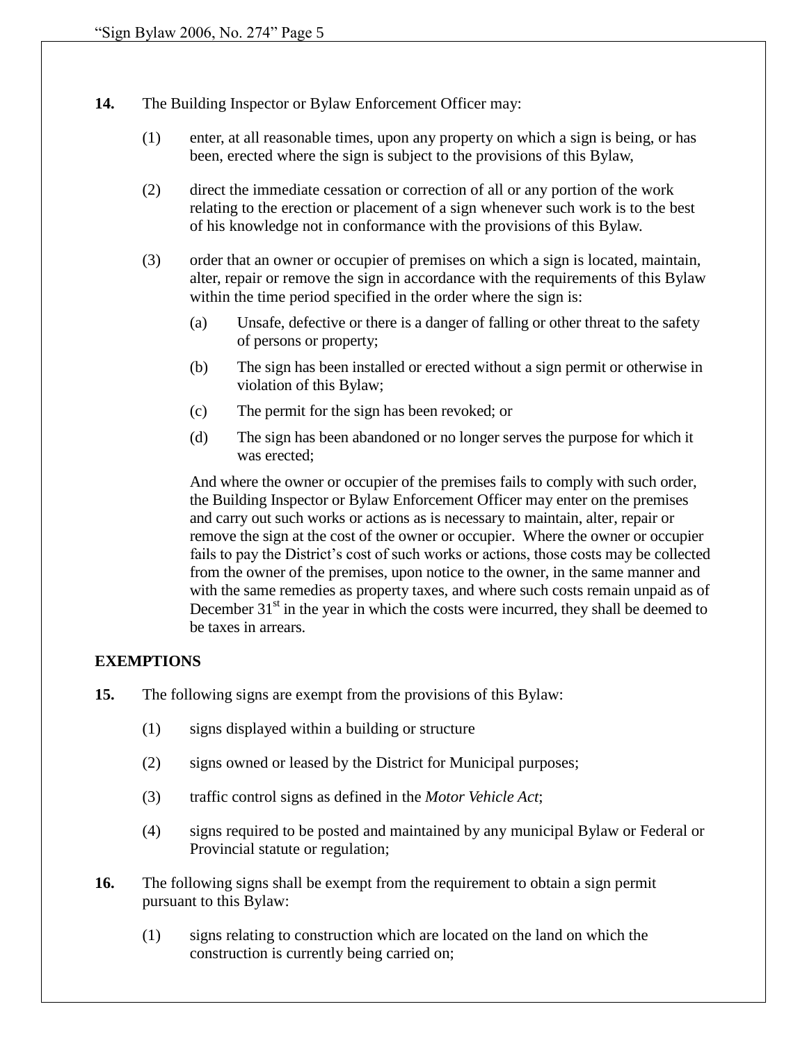**14.** The Building Inspector or Bylaw Enforcement Officer may:

(1) enter, at all reasonable times, upon any property on which a sign is being, or has been, erected where the sign is subject to the provisions of this Bylaw,

(2) direct the immediate cessation or correction of all or any portion of the work relating to the erection or placement of a sign whenever such work is to the best of his knowledge not in conformance with the provisions of this Bylaw.

(3) order that an owner or occupier of premises on which a sign is located, maintain, alter, repair or remove the sign in accordance with the requirements of this Bylaw within the time period specified in the order where the sign is:

(a) Unsafe, defective or there is a danger of falling or other threat to the safety of persons or property;

(b) The sign has been installed or erected without a sign permit or otherwise in violation of this Bylaw;

(c) The permit for the sign has been revoked; or

(d) The sign has been abandoned or no longer serves the purpose for which it was erected;

And where the owner or occupier of the premises fails to comply with such order, the Building Inspector or Bylaw Enforcement Officer may enter on the premises and carry out such works or actions as is necessary to maintain, alter, repair or remove the sign at the cost of the owner or occupier. Where the owner or occupier fails to pay the District's cost of such works or actions, those costs may be collected from the owner of the premises, upon notice to the owner, in the same manner and with the same remedies as property taxes, and where such costs remain unpaid as of December 31st in the year in which the costs were incurred, they shall be deemed to be taxes in arrears.

**EXEMPTIONS**

**15.** The following signs are exempt from the provisions of this Bylaw:

(1) signs displayed within a building or structure

(2) signs owned or leased by the District for Municipal purposes;

(3) traffic control signs as defined in the *Motor Vehicle Act*;

(4) signs required to be posted and maintained by any municipal Bylaw or Federal or Provincial statute or regulation;

**16.** The following signs shall be exempt from the requirement to obtain a sign permit pursuant to this Bylaw:

(1) signs relating to construction which are located on the land on which the construction is currently being carried on;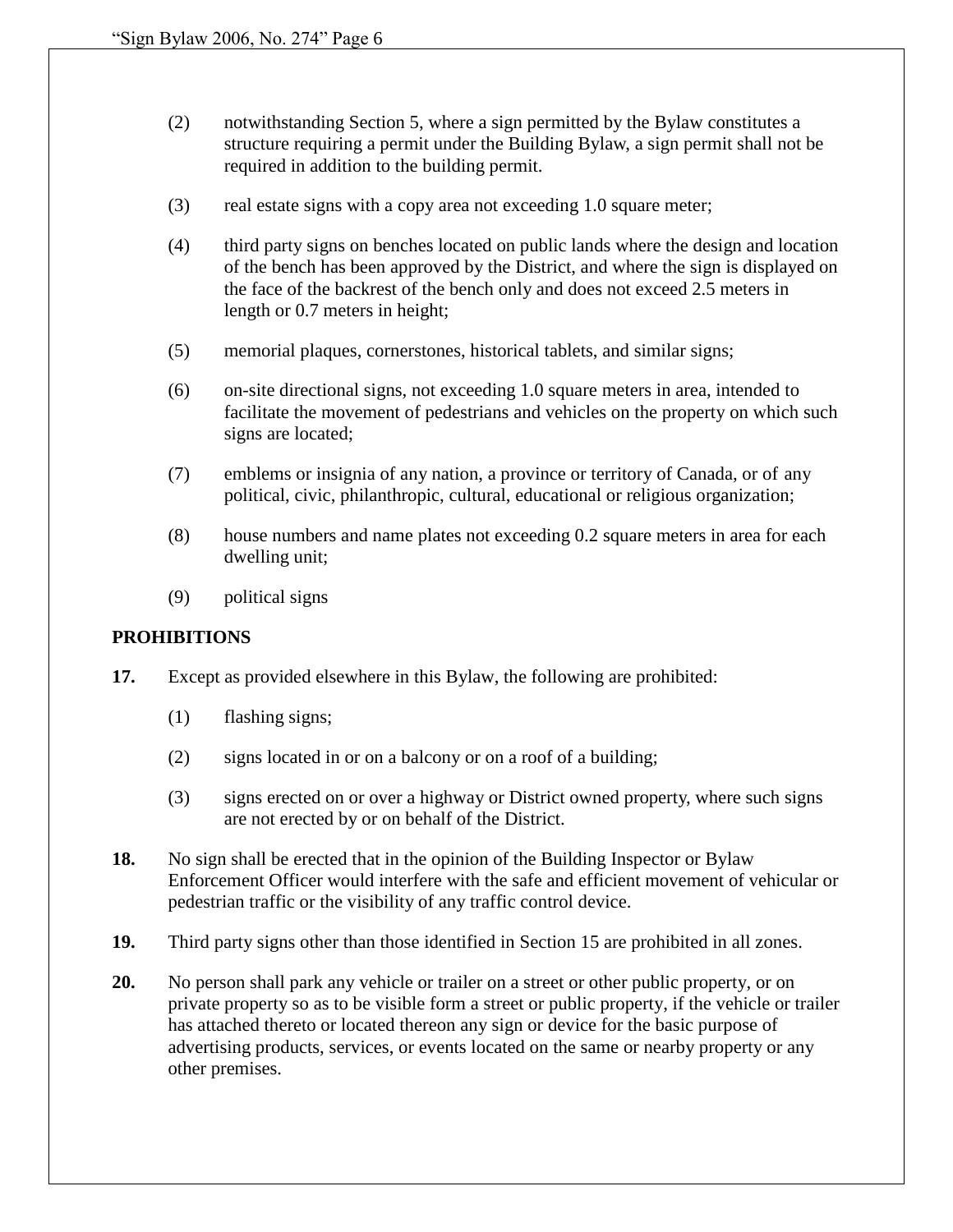(2) notwithstanding Section 5, where a sign permitted by the Bylaw constitutes a structure requiring a permit under the Building Bylaw, a sign permit shall not be required in addition to the building permit.

(3) real estate signs with a copy area not exceeding 1.0 square meter;

(4) third party signs on benches located on public lands where the design and location of the bench has been approved by the District, and where the sign is displayed on the face of the backrest of the bench only and does not exceed 2.5 meters in length or 0.7 meters in height;

(5) memorial plaques, cornerstones, historical tablets, and similar signs;

(6) on-site directional signs, not exceeding 1.0 square meters in area, intended to facilitate the movement of pedestrians and vehicles on the property on which such signs are located;

(7) emblems or insignia of any nation, a province or territory of Canada, or of any political, civic, philanthropic, cultural, educational or religious organization;

(8) house numbers and name plates not exceeding 0.2 square meters in area for each dwelling unit;

(9) political signs

**PROHIBITIONS**

**17.** Except as provided elsewhere in this Bylaw, the following are prohibited:

(1) flashing signs;

(2) signs located in or on a balcony or on a roof of a building;

(3) signs erected on or over a highway or District owned property, where such signs are not erected by or on behalf of the District.

**18.** No sign shall be erected that in the opinion of the Building Inspector or Bylaw Enforcement Officer would interfere with the safe and efficient movement of vehicular or pedestrian traffic or the visibility of any traffic control device.

**19.** Third party signs other than those identified in Section 15 are prohibited in all zones.

**20.** No person shall park any vehicle or trailer on a street or other public property, or on private property so as to be visible form a street or public property, if the vehicle or trailer has attached thereto or located thereon any sign or device for the basic purpose of advertising products, services, or events located on the same or nearby property or any other premises.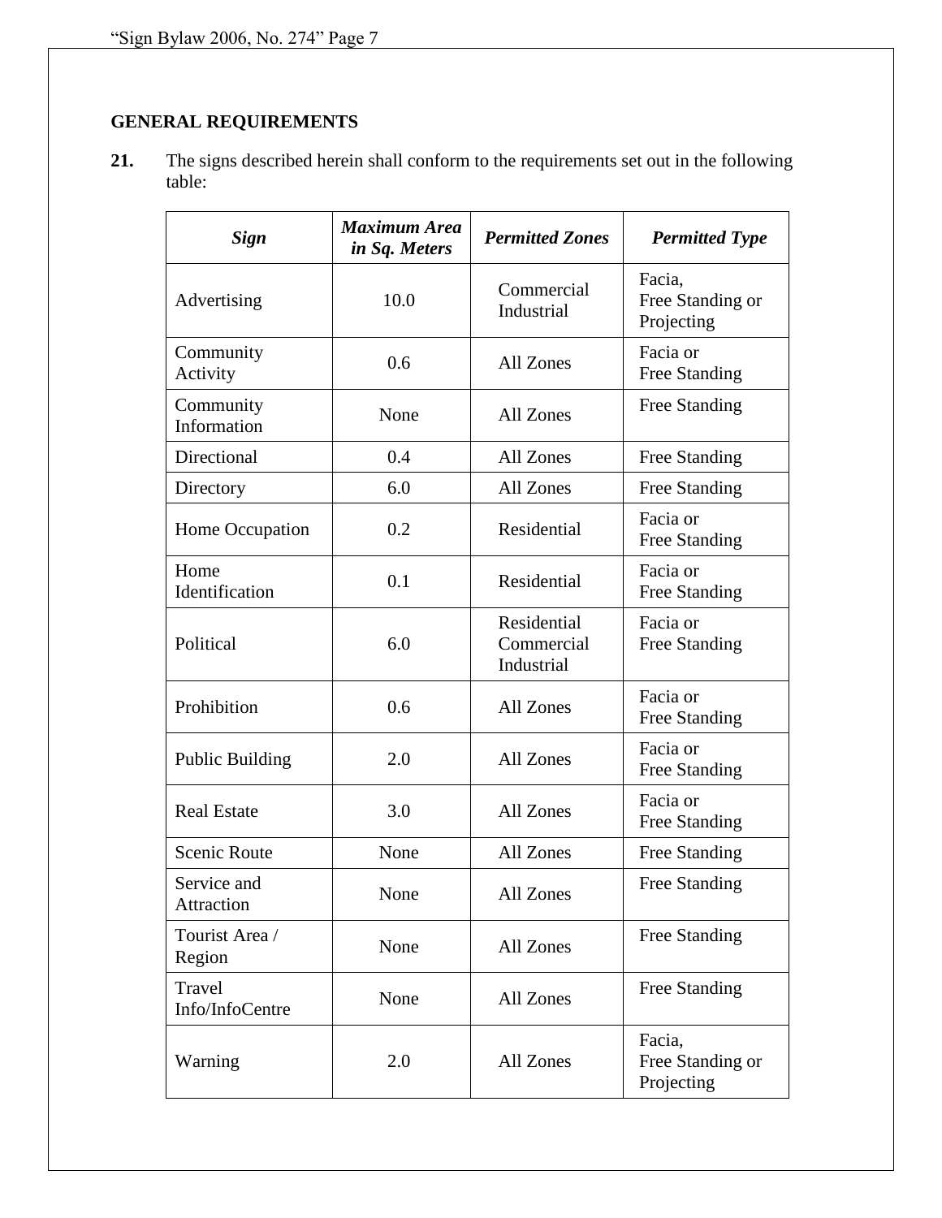## GENERAL REQUIREMENTS

**21.** The signs described herein shall conform to the requirements set out in the following table:

| ***Sign*** | ***Maximum Area in Sq. Meters*** | ***Permitted Zones*** | ***Permitted Type*** |
|---|---|---|---|
| Advertising | 10.0 | Commercial Industrial | Facia, Free Standing or Projecting |
| Community Activity | 0.6 | All Zones | Facia or Free Standing |
| Community Information | None | All Zones | Free Standing |
| Directional | 0.4 | All Zones | Free Standing |
| Directory | 6.0 | All Zones | Free Standing |
| Home Occupation | 0.2 | Residential | Facia or Free Standing |
| Home Identification | 0.1 | Residential | Facia or Free Standing |
| Political | 6.0 | Residential Commercial Industrial | Facia or Free Standing |
| Prohibition | 0.6 | All Zones | Facia or Free Standing |
| Public Building | 2.0 | All Zones | Facia or Free Standing |
| Real Estate | 3.0 | All Zones | Facia or Free Standing |
| Scenic Route | None | All Zones | Free Standing |
| Service and Attraction | None | All Zones | Free Standing |
| Tourist Area / Region | None | All Zones | Free Standing |
| Travel Info/InfoCentre | None | All Zones | Free Standing |
| Warning | 2.0 | All Zones | Facia, Free Standing or Projecting |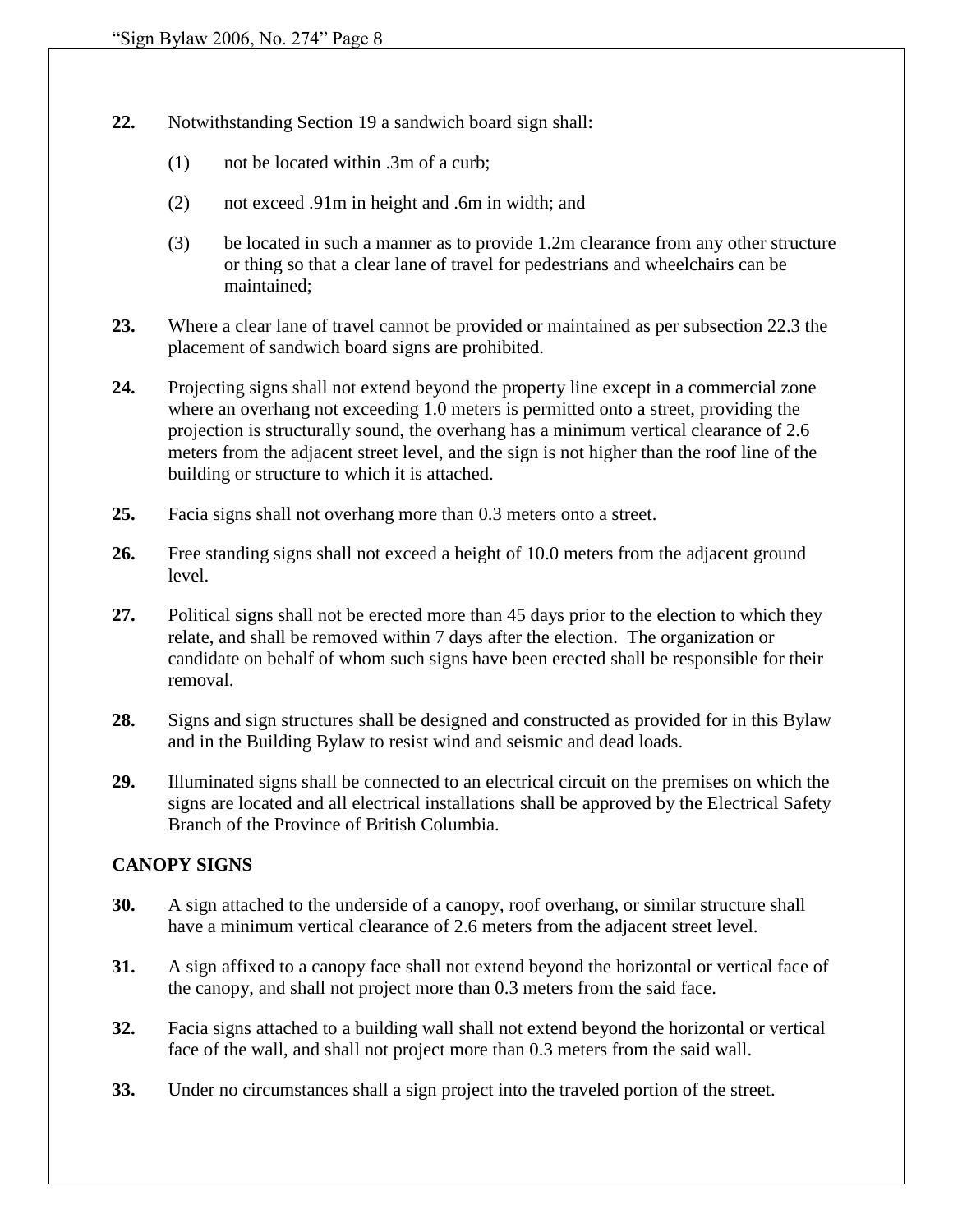**22.** Notwithstanding Section 19 a sandwich board sign shall:

(1) not be located within .3m of a curb;

(2) not exceed .91m in height and .6m in width; and

(3) be located in such a manner as to provide 1.2m clearance from any other structure or thing so that a clear lane of travel for pedestrians and wheelchairs can be maintained;

**23.** Where a clear lane of travel cannot be provided or maintained as per subsection 22.3 the placement of sandwich board signs are prohibited.

**24.** Projecting signs shall not extend beyond the property line except in a commercial zone where an overhang not exceeding 1.0 meters is permitted onto a street, providing the projection is structurally sound, the overhang has a minimum vertical clearance of 2.6 meters from the adjacent street level, and the sign is not higher than the roof line of the building or structure to which it is attached.

**25.** Facia signs shall not overhang more than 0.3 meters onto a street.

**26.** Free standing signs shall not exceed a height of 10.0 meters from the adjacent ground level.

**27.** Political signs shall not be erected more than 45 days prior to the election to which they relate, and shall be removed within 7 days after the election. The organization or candidate on behalf of whom such signs have been erected shall be responsible for their removal.

**28.** Signs and sign structures shall be designed and constructed as provided for in this Bylaw and in the Building Bylaw to resist wind and seismic and dead loads.

**29.** Illuminated signs shall be connected to an electrical circuit on the premises on which the signs are located and all electrical installations shall be approved by the Electrical Safety Branch of the Province of British Columbia.

**CANOPY SIGNS**

**30.** A sign attached to the underside of a canopy, roof overhang, or similar structure shall have a minimum vertical clearance of 2.6 meters from the adjacent street level.

**31.** A sign affixed to a canopy face shall not extend beyond the horizontal or vertical face of the canopy, and shall not project more than 0.3 meters from the said face.

**32.** Facia signs attached to a building wall shall not extend beyond the horizontal or vertical face of the wall, and shall not project more than 0.3 meters from the said wall.

**33.** Under no circumstances shall a sign project into the traveled portion of the street.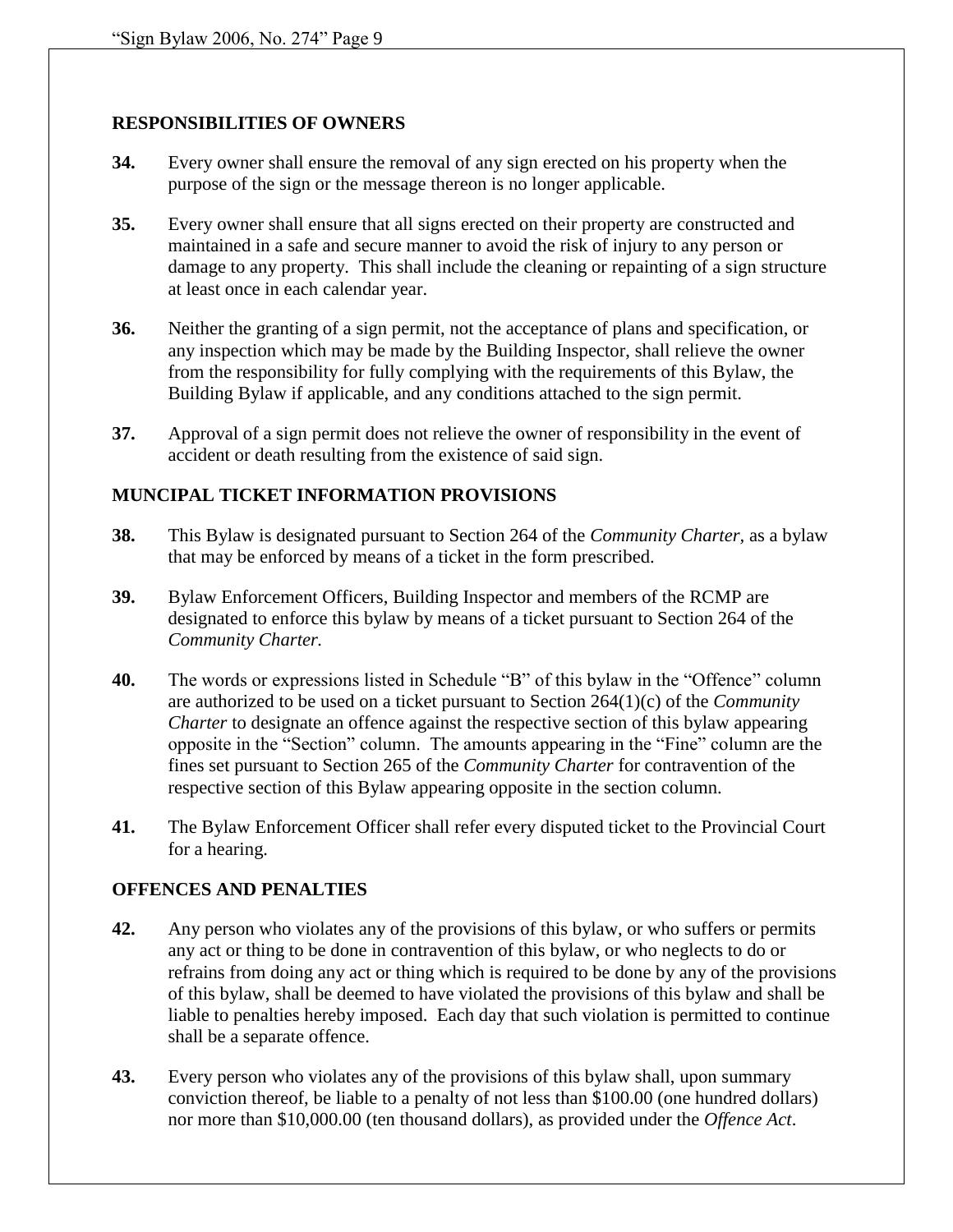## RESPONSIBILITIES OF OWNERS

**34.** Every owner shall ensure the removal of any sign erected on his property when the purpose of the sign or the message thereon is no longer applicable.

**35.** Every owner shall ensure that all signs erected on their property are constructed and maintained in a safe and secure manner to avoid the risk of injury to any person or damage to any property. This shall include the cleaning or repainting of a sign structure at least once in each calendar year.

**36.** Neither the granting of a sign permit, not the acceptance of plans and specification, or any inspection which may be made by the Building Inspector, shall relieve the owner from the responsibility for fully complying with the requirements of this Bylaw, the Building Bylaw if applicable, and any conditions attached to the sign permit.

**37.** Approval of a sign permit does not relieve the owner of responsibility in the event of accident or death resulting from the existence of said sign.

## MUNCIPAL TICKET INFORMATION PROVISIONS

**38.** This Bylaw is designated pursuant to Section 264 of the *Community Charter,* as a bylaw that may be enforced by means of a ticket in the form prescribed.

**39.** Bylaw Enforcement Officers, Building Inspector and members of the RCMP are designated to enforce this bylaw by means of a ticket pursuant to Section 264 of the *Community Charter.*

**40.** The words or expressions listed in Schedule "B" of this bylaw in the "Offence" column are authorized to be used on a ticket pursuant to Section 264(1)(c) of the *Community Charter* to designate an offence against the respective section of this bylaw appearing opposite in the "Section" column. The amounts appearing in the "Fine" column are the fines set pursuant to Section 265 of the *Community Charter* for contravention of the respective section of this Bylaw appearing opposite in the section column.

**41.** The Bylaw Enforcement Officer shall refer every disputed ticket to the Provincial Court for a hearing.

## OFFENCES AND PENALTIES

**42.** Any person who violates any of the provisions of this bylaw, or who suffers or permits any act or thing to be done in contravention of this bylaw, or who neglects to do or refrains from doing any act or thing which is required to be done by any of the provisions of this bylaw, shall be deemed to have violated the provisions of this bylaw and shall be liable to penalties hereby imposed. Each day that such violation is permitted to continue shall be a separate offence.

**43.** Every person who violates any of the provisions of this bylaw shall, upon summary conviction thereof, be liable to a penalty of not less than \$100.00 (one hundred dollars) nor more than \$10,000.00 (ten thousand dollars), as provided under the *Offence Act*.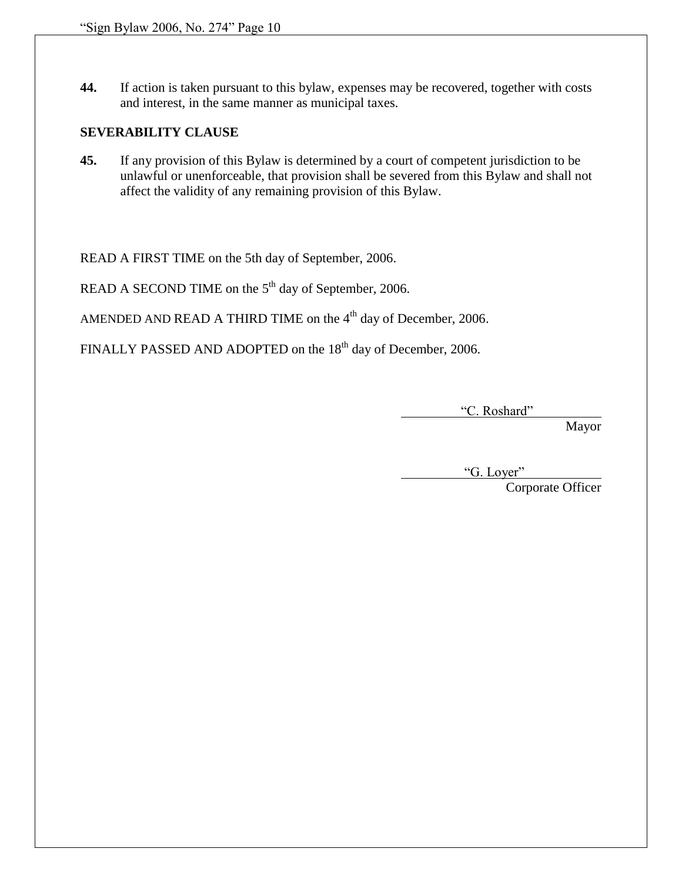**44.** If action is taken pursuant to this bylaw, expenses may be recovered, together with costs and interest, in the same manner as municipal taxes.

**SEVERABILITY CLAUSE**

**45.** If any provision of this Bylaw is determined by a court of competent jurisdiction to be unlawful or unenforceable, that provision shall be severed from this Bylaw and shall not affect the validity of any remaining provision of this Bylaw.

READ A FIRST TIME on the 5th day of September, 2006.

READ A SECOND TIME on the 5th day of September, 2006.

AMENDED AND READ A THIRD TIME on the 4th day of December, 2006.

FINALLY PASSED AND ADOPTED on the 18th day of December, 2006.

"C. Roshard"
Mayor

"G. Loyer"
Corporate Officer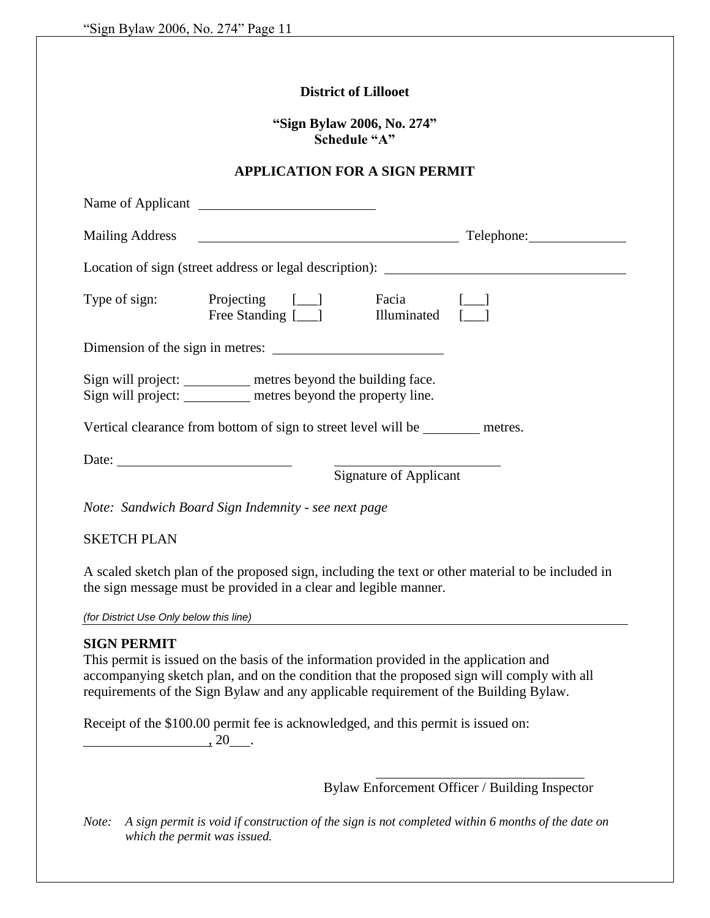**District of Lillooet**

**"Sign Bylaw 2006, No. 274"**
**Schedule "A"**

**APPLICATION FOR A SIGN PERMIT**

Name of Applicant ____________________________

Mailing Address ________________________________________ Telephone:______________

Location of sign (street address or legal description): ____________________________________

Type of sign: Projecting [___] Facia [___]
Free Standing [___] Illuminated [___]

Dimension of the sign in metres: __________________________

Sign will project: __________ metres beyond the building face.
Sign will project: __________ metres beyond the property line.

Vertical clearance from bottom of sign to street level will be ________ metres.

Date: __________________________ __________________________
Signature of Applicant

*Note: Sandwich Board Sign Indemnity - see next page*

SKETCH PLAN

A scaled sketch plan of the proposed sign, including the text or other material to be included in the sign message must be provided in a clear and legible manner.

*(for District Use Only below this line)*

---

**SIGN PERMIT**
This permit is issued on the basis of the information provided in the application and accompanying sketch plan, and on the condition that the proposed sign will comply with all requirements of the Sign Bylaw and any applicable requirement of the Building Bylaw.

Receipt of the $100.00 permit fee is acknowledged, and this permit is issued on:
__________________, 20___.

________________________________
Bylaw Enforcement Officer / Building Inspector

*Note: A sign permit is void if construction of the sign is not completed within 6 months of the date on which the permit was issued.*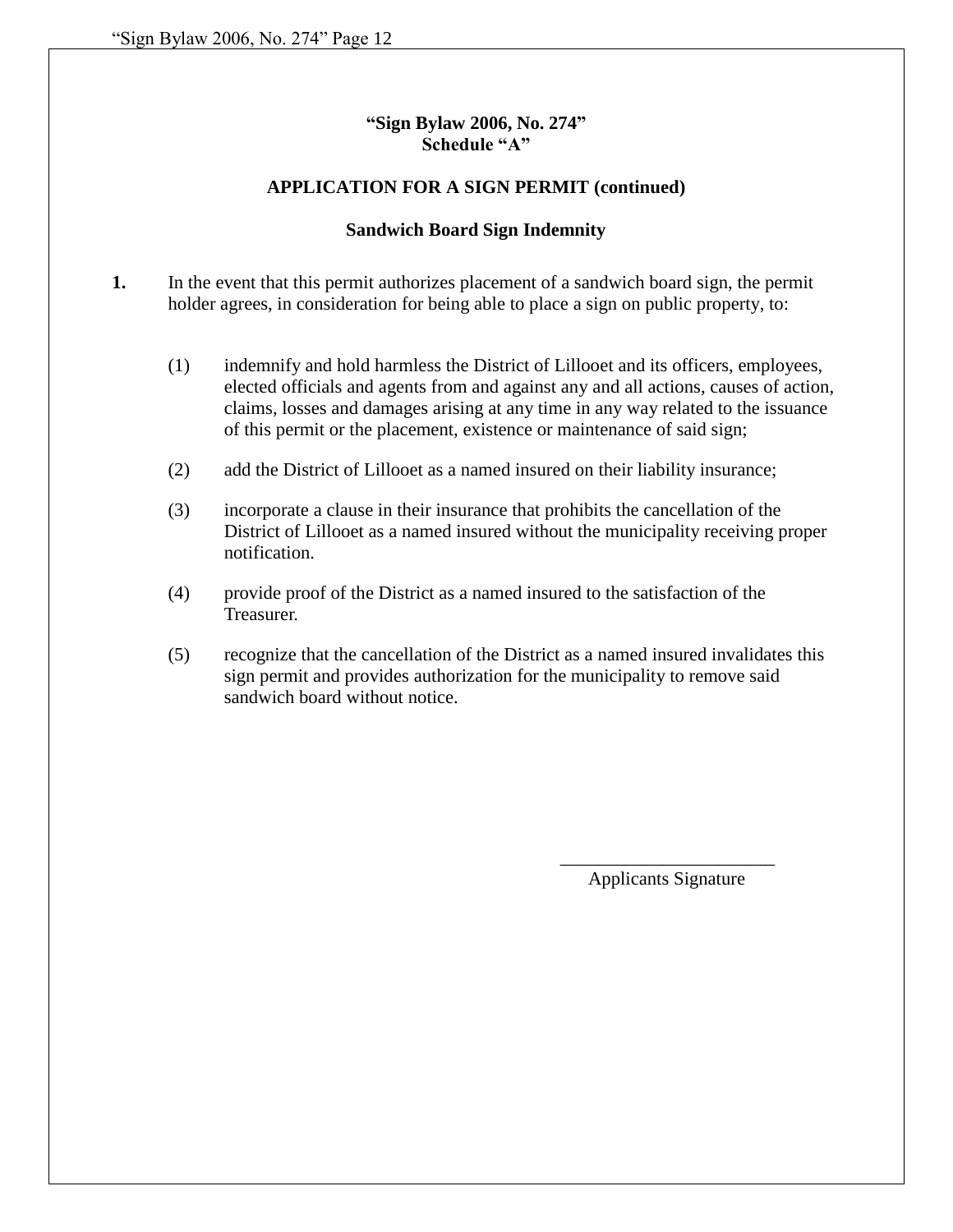**"Sign Bylaw 2006, No. 274"**
**Schedule "A"**

**APPLICATION FOR A SIGN PERMIT (continued)**

**Sandwich Board Sign Indemnity**

**1.** In the event that this permit authorizes placement of a sandwich board sign, the permit holder agrees, in consideration for being able to place a sign on public property, to:

(1) indemnify and hold harmless the District of Lillooet and its officers, employees, elected officials and agents from and against any and all actions, causes of action, claims, losses and damages arising at any time in any way related to the issuance of this permit or the placement, existence or maintenance of said sign;

(2) add the District of Lillooet as a named insured on their liability insurance;

(3) incorporate a clause in their insurance that prohibits the cancellation of the District of Lillooet as a named insured without the municipality receiving proper notification.

(4) provide proof of the District as a named insured to the satisfaction of the Treasurer.

(5) recognize that the cancellation of the District as a named insured invalidates this sign permit and provides authorization for the municipality to remove said sandwich board without notice.

\_\_\_\_\_\_\_\_\_\_\_\_\_\_\_\_\_\_\_\_\_\_\_\_

Applicants Signature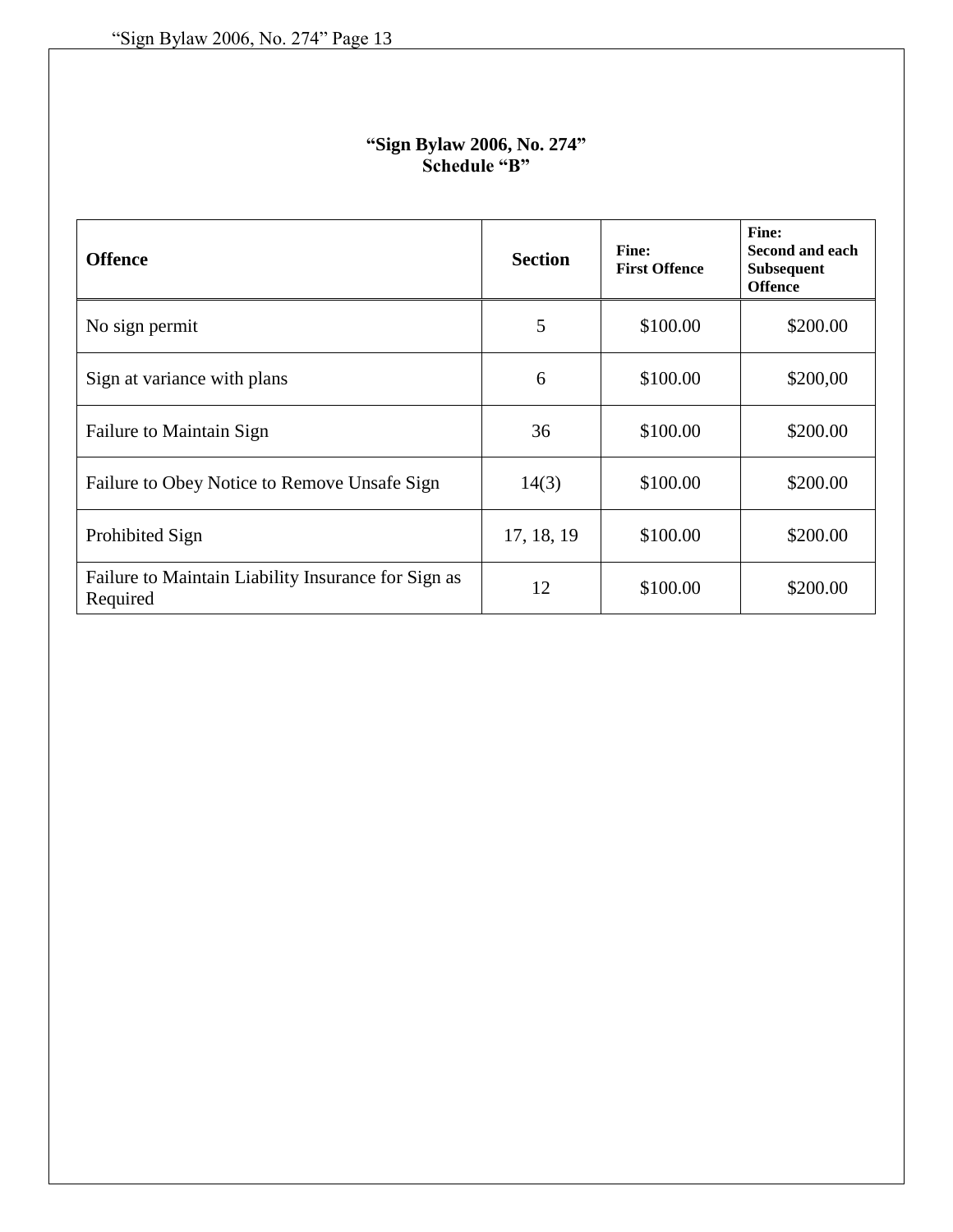**"Sign Bylaw 2006, No. 274"**
**Schedule "B"**

| Offence | Section | Fine: First Offence | Fine: Second and each Subsequent Offence |
|---|---|---|---|
| No sign permit | 5 | $100.00 | $200.00 |
| Sign at variance with plans | 6 | $100.00 | $200,00 |
| Failure to Maintain Sign | 36 | $100.00 | $200.00 |
| Failure to Obey Notice to Remove Unsafe Sign | 14(3) | $100.00 | $200.00 |
| Prohibited Sign | 17, 18, 19 | $100.00 | $200.00 |
| Failure to Maintain Liability Insurance for Sign as Required | 12 | $100.00 | $200.00 |